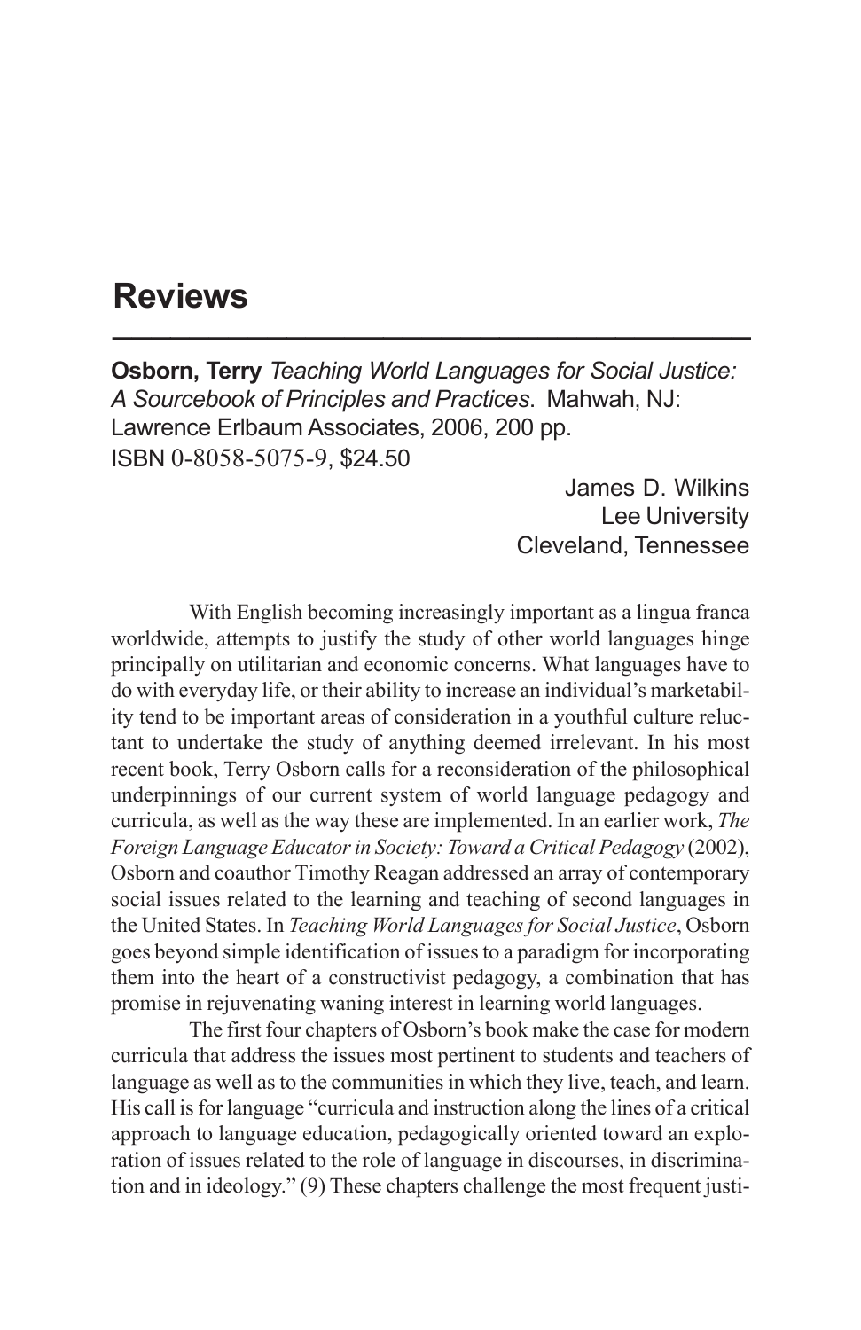# Reviews

**Osborn, Terry** *Teaching World Languages for Social Justice: A Sourcebook of Principles and Practices*. Mahwah, NJ: Lawrence Erlbaum Associates, 2006, 200 pp. ISBN 0-8058-5075-9, $24.50

James D. Wilkins
Lee University
Cleveland, Tennessee

With English becoming increasingly important as a lingua franca worldwide, attempts to justify the study of other world languages hinge principally on utilitarian and economic concerns. What languages have to do with everyday life, or their ability to increase an individual's marketability tend to be important areas of consideration in a youthful culture reluctant to undertake the study of anything deemed irrelevant. In his most recent book, Terry Osborn calls for a reconsideration of the philosophical underpinnings of our current system of world language pedagogy and curricula, as well as the way these are implemented. In an earlier work, *The Foreign Language Educator in Society: Toward a Critical Pedagogy* (2002), Osborn and coauthor Timothy Reagan addressed an array of contemporary social issues related to the learning and teaching of second languages in the United States. In *Teaching World Languages for Social Justice*, Osborn goes beyond simple identification of issues to a paradigm for incorporating them into the heart of a constructivist pedagogy, a combination that has promise in rejuvenating waning interest in learning world languages.

The first four chapters of Osborn's book make the case for modern curricula that address the issues most pertinent to students and teachers of language as well as to the communities in which they live, teach, and learn. His call is for language "curricula and instruction along the lines of a critical approach to language education, pedagogically oriented toward an exploration of issues related to the role of language in discourses, in discrimination and in ideology." (9) These chapters challenge the most frequent justi-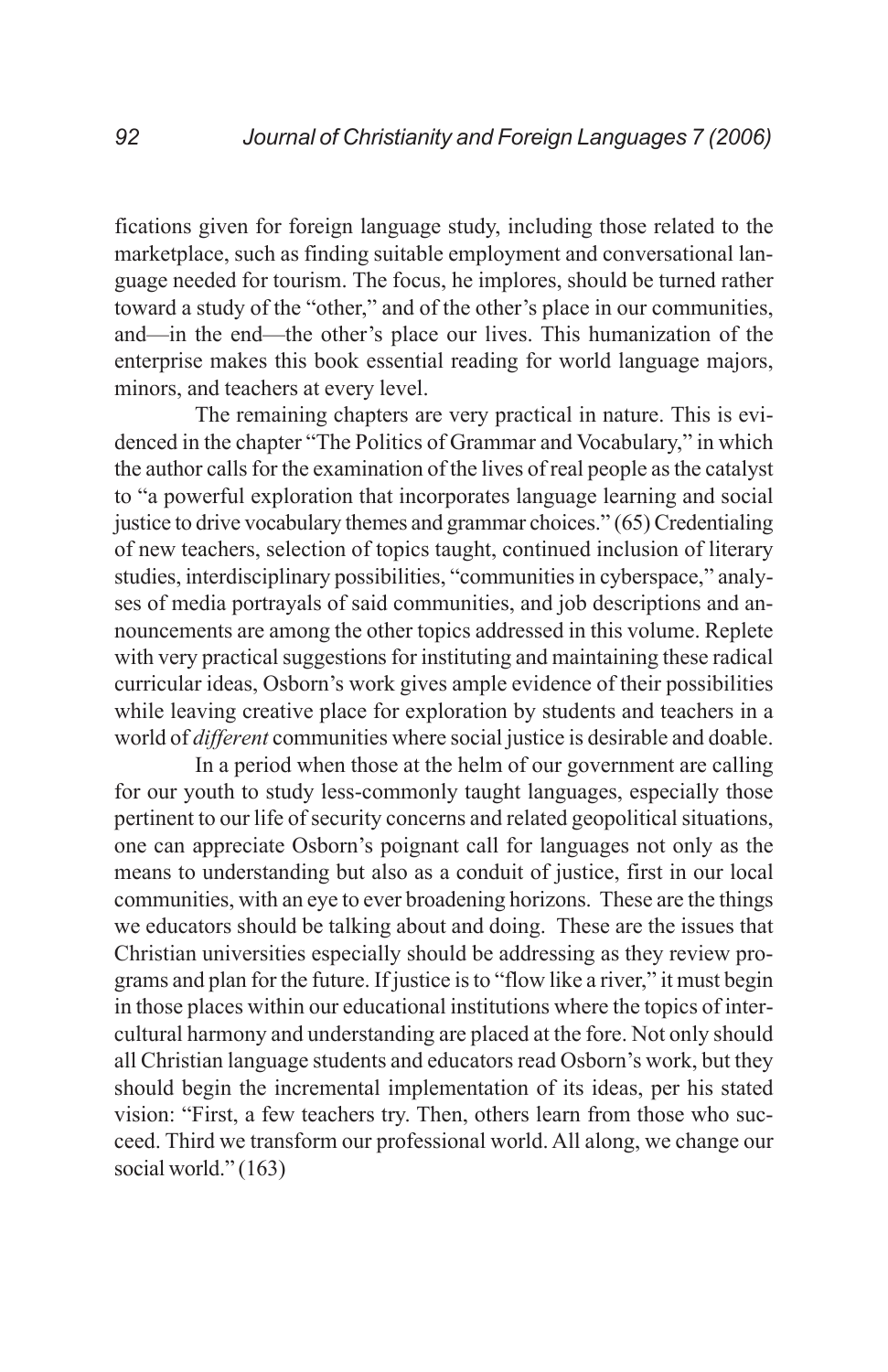fications given for foreign language study, including those related to the marketplace, such as finding suitable employment and conversational language needed for tourism. The focus, he implores, should be turned rather toward a study of the "other," and of the other's place in our communities, and—in the end—the other's place our lives. This humanization of the enterprise makes this book essential reading for world language majors, minors, and teachers at every level.

The remaining chapters are very practical in nature. This is evidenced in the chapter "The Politics of Grammar and Vocabulary," in which the author calls for the examination of the lives of real people as the catalyst to "a powerful exploration that incorporates language learning and social justice to drive vocabulary themes and grammar choices." (65) Credentialing of new teachers, selection of topics taught, continued inclusion of literary studies, interdisciplinary possibilities, "communities in cyberspace," analyses of media portrayals of said communities, and job descriptions and announcements are among the other topics addressed in this volume. Replete with very practical suggestions for instituting and maintaining these radical curricular ideas, Osborn's work gives ample evidence of their possibilities while leaving creative place for exploration by students and teachers in a world of *different* communities where social justice is desirable and doable.

In a period when those at the helm of our government are calling for our youth to study less-commonly taught languages, especially those pertinent to our life of security concerns and related geopolitical situations, one can appreciate Osborn's poignant call for languages not only as the means to understanding but also as a conduit of justice, first in our local communities, with an eye to ever broadening horizons. These are the things we educators should be talking about and doing. These are the issues that Christian universities especially should be addressing as they review programs and plan for the future. If justice is to "flow like a river," it must begin in those places within our educational institutions where the topics of intercultural harmony and understanding are placed at the fore. Not only should all Christian language students and educators read Osborn's work, but they should begin the incremental implementation of its ideas, per his stated vision: "First, a few teachers try. Then, others learn from those who succeed. Third we transform our professional world. All along, we change our social world." (163)